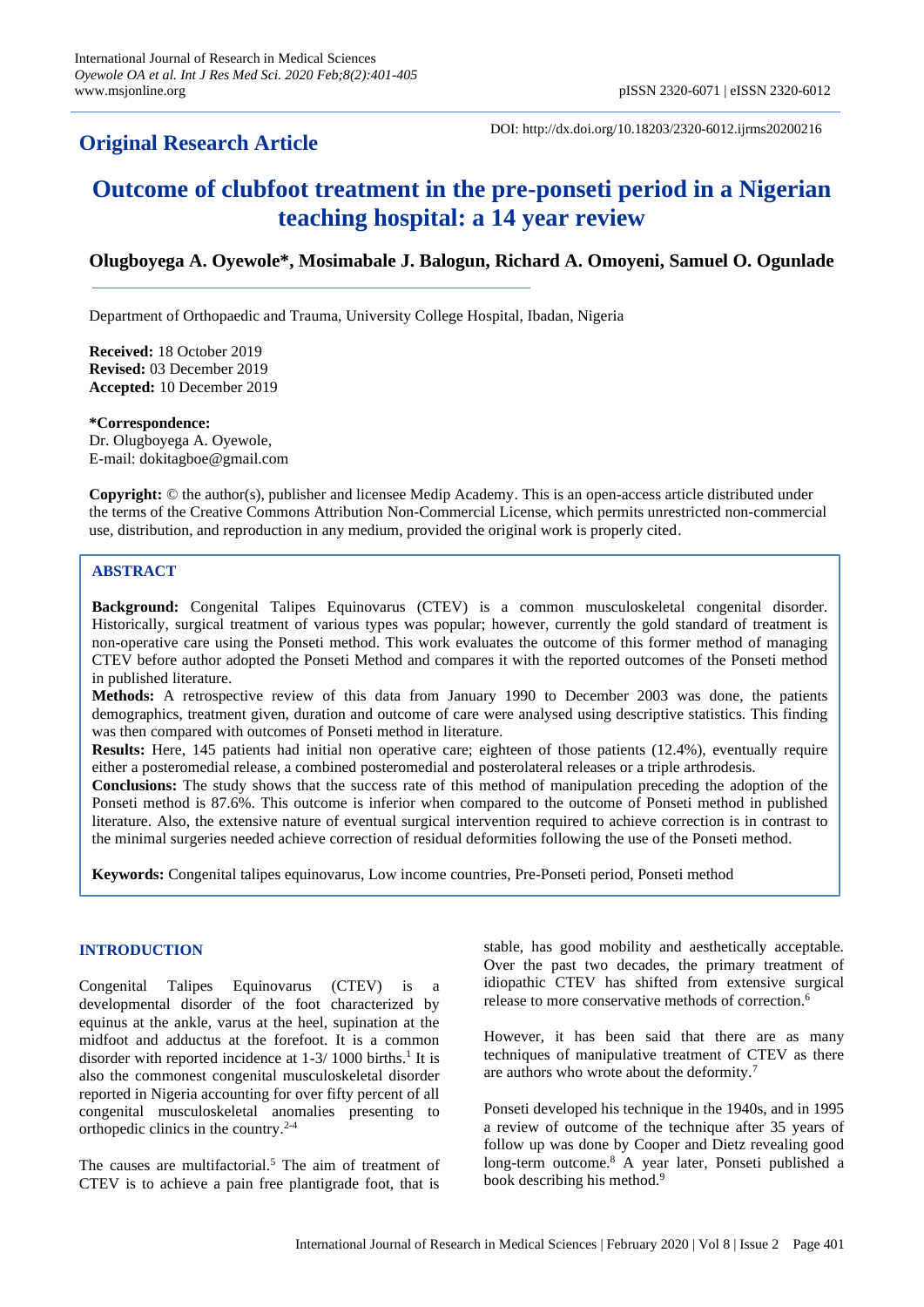**Original Research Article**

DOI: http://dx.doi.org/10.18203/2320-6012.ijrms20200216

# Outcome of clubfoot treatment in the pre-ponseti period in a Nigerian teaching hospital: a 14 year review

**Olugboyega A. Oyewole\*, Mosimabale J. Balogun, Richard A. Omoyeni, Samuel O. Ogunlade**

Department of Orthopaedic and Trauma, University College Hospital, Ibadan, Nigeria

**Received:** 18 October 2019
**Revised:** 03 December 2019
**Accepted:** 10 December 2019

**\*Correspondence:**
Dr. Olugboyega A. Oyewole,
E-mail: dokitagboe@gmail.com

**Copyright:** © the author(s), publisher and licensee Medip Academy. This is an open-access article distributed under the terms of the Creative Commons Attribution Non-Commercial License, which permits unrestricted non-commercial use, distribution, and reproduction in any medium, provided the original work is properly cited.

## ABSTRACT

**Background:** Congenital Talipes Equinovarus (CTEV) is a common musculoskeletal congenital disorder. Historically, surgical treatment of various types was popular; however, currently the gold standard of treatment is non-operative care using the Ponseti method. This work evaluates the outcome of this former method of managing CTEV before author adopted the Ponseti Method and compares it with the reported outcomes of the Ponseti method in published literature.

**Methods:** A retrospective review of this data from January 1990 to December 2003 was done, the patients demographics, treatment given, duration and outcome of care were analysed using descriptive statistics. This finding was then compared with outcomes of Ponseti method in literature.

**Results:** Here, 145 patients had initial non operative care; eighteen of those patients (12.4%), eventually require either a posteromedial release, a combined posteromedial and posterolateral releases or a triple arthrodesis.

**Conclusions:** The study shows that the success rate of this method of manipulation preceding the adoption of the Ponseti method is 87.6%. This outcome is inferior when compared to the outcome of Ponseti method in published literature. Also, the extensive nature of eventual surgical intervention required to achieve correction is in contrast to the minimal surgeries needed achieve correction of residual deformities following the use of the Ponseti method.

**Keywords:** Congenital talipes equinovarus, Low income countries, Pre-Ponseti period, Ponseti method

## INTRODUCTION

Congenital Talipes Equinovarus (CTEV) is a developmental disorder of the foot characterized by equinus at the ankle, varus at the heel, supination at the midfoot and adductus at the forefoot. It is a common disorder with reported incidence at 1-3/ 1000 births.[1] It is also the commonest congenital musculoskeletal disorder reported in Nigeria accounting for over fifty percent of all congenital musculoskeletal anomalies presenting to orthopedic clinics in the country.[2-4]

The causes are multifactorial.[5] The aim of treatment of CTEV is to achieve a pain free plantigrade foot, that is stable, has good mobility and aesthetically acceptable. Over the past two decades, the primary treatment of idiopathic CTEV has shifted from extensive surgical release to more conservative methods of correction.[6]

However, it has been said that there are as many techniques of manipulative treatment of CTEV as there are authors who wrote about the deformity.[7]

Ponseti developed his technique in the 1940s, and in 1995 a review of outcome of the technique after 35 years of follow up was done by Cooper and Dietz revealing good long-term outcome.[8] A year later, Ponseti published a book describing his method.[9]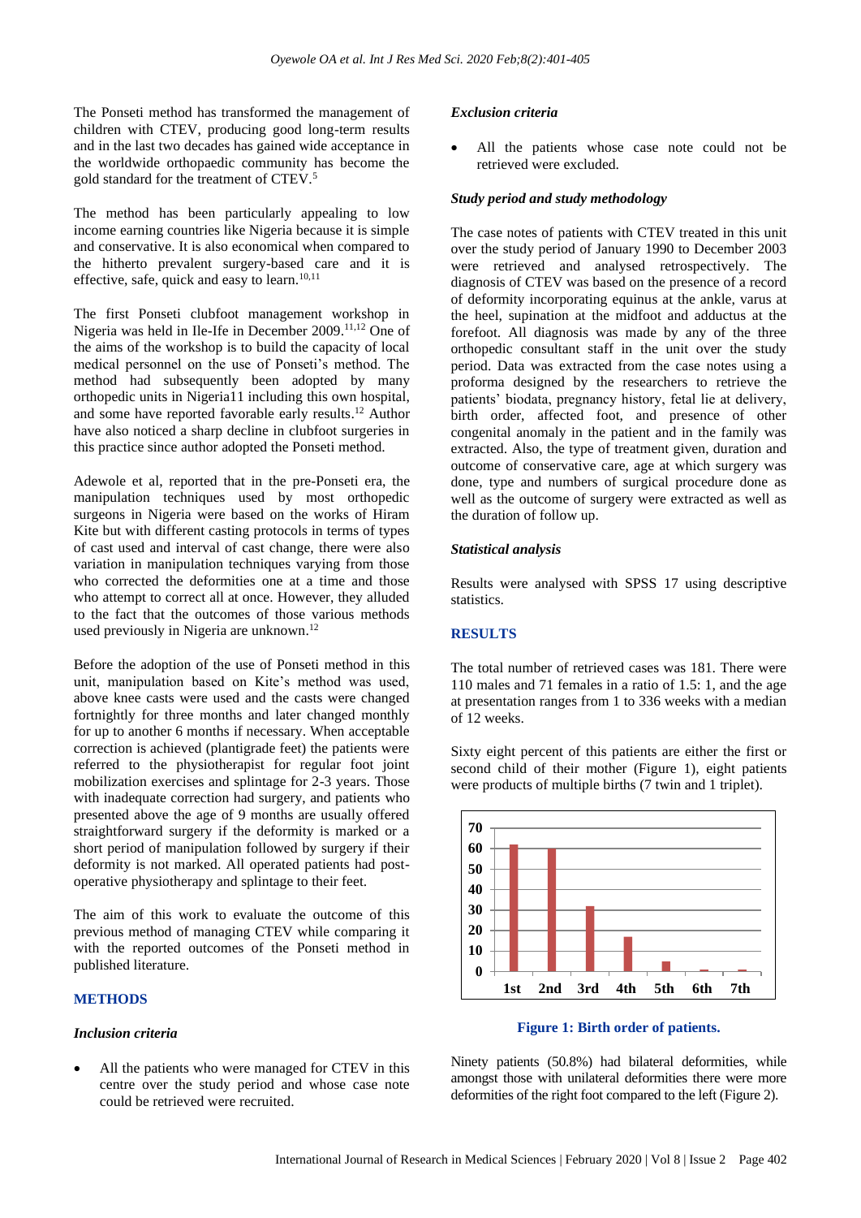The Ponseti method has transformed the management of children with CTEV, producing good long-term results and in the last two decades has gained wide acceptance in the worldwide orthopaedic community has become the gold standard for the treatment of CTEV.[5]

The method has been particularly appealing to low income earning countries like Nigeria because it is simple and conservative. It is also economical when compared to the hitherto prevalent surgery-based care and it is effective, safe, quick and easy to learn.[10,11]

The first Ponseti clubfoot management workshop in Nigeria was held in Ile-Ife in December 2009.[11,12] One of the aims of the workshop is to build the capacity of local medical personnel on the use of Ponseti's method. The method had subsequently been adopted by many orthopedic units in Nigeria11 including this own hospital, and some have reported favorable early results.[12] Author have also noticed a sharp decline in clubfoot surgeries in this practice since author adopted the Ponseti method.

Adewole et al, reported that in the pre-Ponseti era, the manipulation techniques used by most orthopedic surgeons in Nigeria were based on the works of Hiram Kite but with different casting protocols in terms of types of cast used and interval of cast change, there were also variation in manipulation techniques varying from those who corrected the deformities one at a time and those who attempt to correct all at once. However, they alluded to the fact that the outcomes of those various methods used previously in Nigeria are unknown.[12]

Before the adoption of the use of Ponseti method in this unit, manipulation based on Kite's method was used, above knee casts were used and the casts were changed fortnightly for three months and later changed monthly for up to another 6 months if necessary. When acceptable correction is achieved (plantigrade feet) the patients were referred to the physiotherapist for regular foot joint mobilization exercises and splintage for 2-3 years. Those with inadequate correction had surgery, and patients who presented above the age of 9 months are usually offered straightforward surgery if the deformity is marked or a short period of manipulation followed by surgery if their deformity is not marked. All operated patients had post-operative physiotherapy and splintage to their feet.

The aim of this work to evaluate the outcome of this previous method of managing CTEV while comparing it with the reported outcomes of the Ponseti method in published literature.

## METHODS

### *Inclusion criteria*

- All the patients who were managed for CTEV in this centre over the study period and whose case note could be retrieved were recruited.

### *Exclusion criteria*

- All the patients whose case note could not be retrieved were excluded.

### *Study period and study methodology*

The case notes of patients with CTEV treated in this unit over the study period of January 1990 to December 2003 were retrieved and analysed retrospectively. The diagnosis of CTEV was based on the presence of a record of deformity incorporating equinus at the ankle, varus at the heel, supination at the midfoot and adductus at the forefoot. All diagnosis was made by any of the three orthopedic consultant staff in the unit over the study period. Data was extracted from the case notes using a proforma designed by the researchers to retrieve the patients' biodata, pregnancy history, fetal lie at delivery, birth order, affected foot, and presence of other congenital anomaly in the patient and in the family was extracted. Also, the type of treatment given, duration and outcome of conservative care, age at which surgery was done, type and numbers of surgical procedure done as well as the outcome of surgery were extracted as well as the duration of follow up.

### *Statistical analysis*

Results were analysed with SPSS 17 using descriptive statistics.

## RESULTS

The total number of retrieved cases was 181. There were 110 males and 71 females in a ratio of 1.5: 1, and the age at presentation ranges from 1 to 336 weeks with a median of 12 weeks.

Sixty eight percent of this patients are either the first or second child of their mother (Figure 1), eight patients were products of multiple births (7 twin and 1 triplet).

**Figure 1: Birth order of patients.**

Ninety patients (50.8%) had bilateral deformities, while amongst those with unilateral deformities there were more deformities of the right foot compared to the left (Figure 2).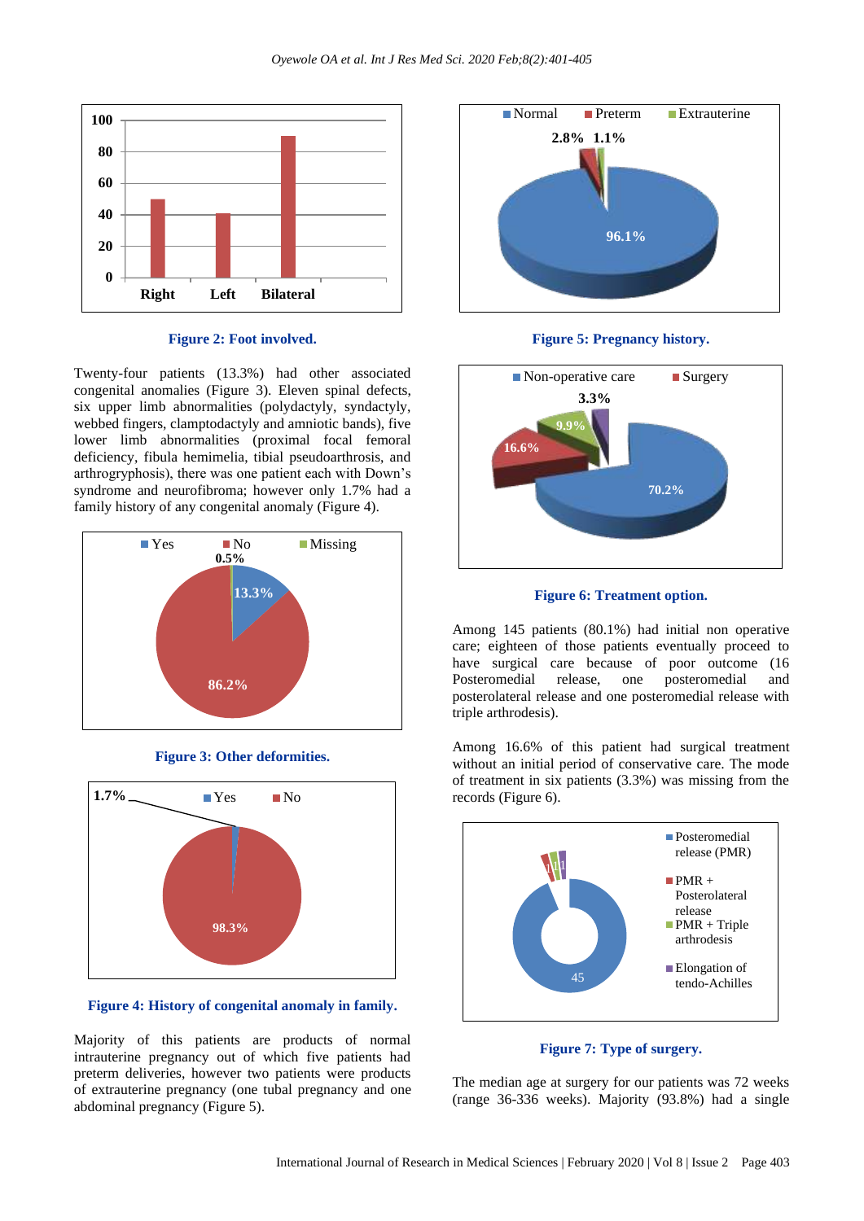**Figure 2: Foot involved.**

Twenty-four patients (13.3%) had other associated congenital anomalies (Figure 3). Eleven spinal defects, six upper limb abnormalities (polydactyly, syndactyly, webbed fingers, clamptodactyly and amniotic bands), five lower limb abnormalities (proximal focal femoral deficiency, fibula hemimelia, tibial pseudoarthrosis, and arthrogryphosis), there was one patient each with Down's syndrome and neurofibroma; however only 1.7% had a family history of any congenital anomaly (Figure 4).

**Figure 3: Other deformities.**

**Figure 4: History of congenital anomaly in family.**

Majority of this patients are products of normal intrauterine pregnancy out of which five patients had preterm deliveries, however two patients were products of extrauterine pregnancy (one tubal pregnancy and one abdominal pregnancy (Figure 5).

**Figure 5: Pregnancy history.**

**Figure 6: Treatment option.**

Among 145 patients (80.1%) had initial non operative care; eighteen of those patients eventually proceed to have surgical care because of poor outcome (16 Posteromedial release, one posteromedial and posterolateral release and one posteromedial release with triple arthrodesis).

Among 16.6% of this patient had surgical treatment without an initial period of conservative care. The mode of treatment in six patients (3.3%) was missing from the records (Figure 6).

**Figure 7: Type of surgery.**

The median age at surgery for our patients was 72 weeks (range 36-336 weeks). Majority (93.8%) had a single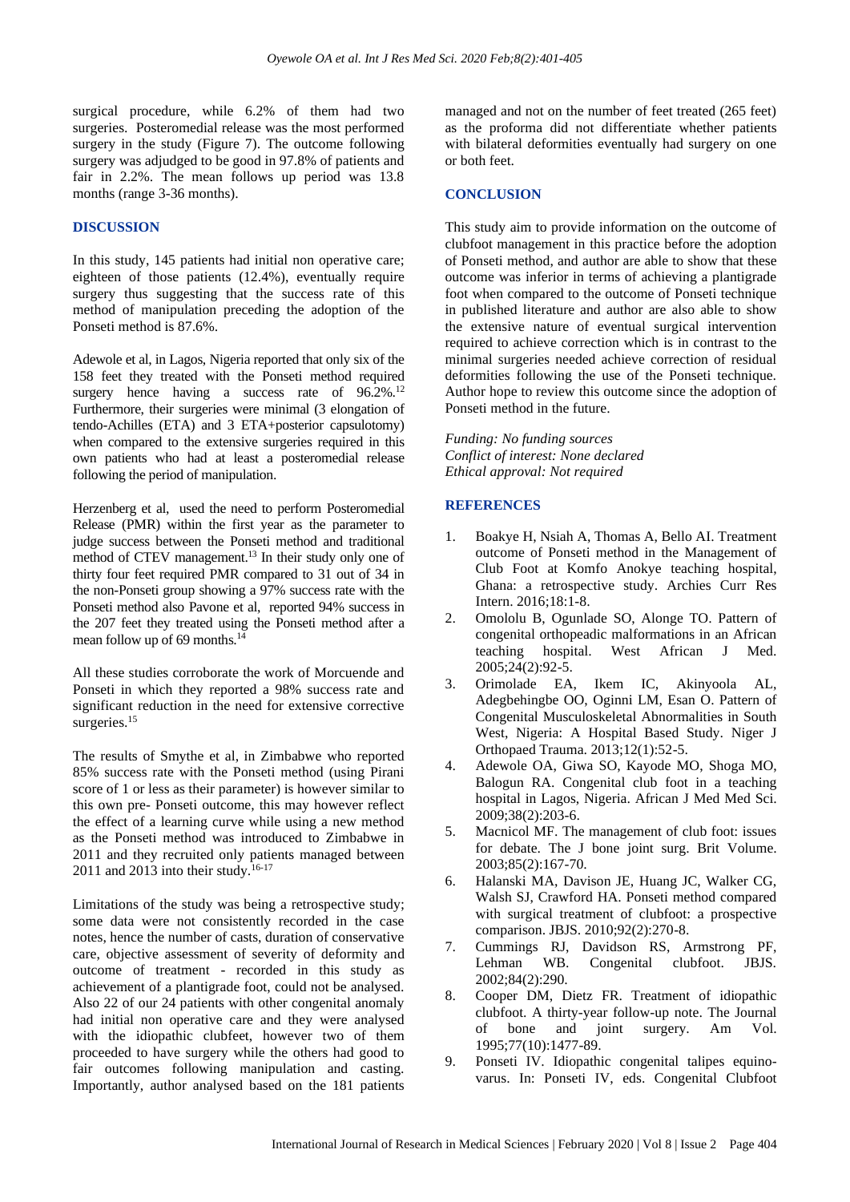surgical procedure, while 6.2% of them had two surgeries. Posteromedial release was the most performed surgery in the study (Figure 7). The outcome following surgery was adjudged to be good in 97.8% of patients and fair in 2.2%. The mean follows up period was 13.8 months (range 3-36 months).

## DISCUSSION

In this study, 145 patients had initial non operative care; eighteen of those patients (12.4%), eventually require surgery thus suggesting that the success rate of this method of manipulation preceding the adoption of the Ponseti method is 87.6%.

Adewole et al, in Lagos, Nigeria reported that only six of the 158 feet they treated with the Ponseti method required surgery hence having a success rate of 96.2%.[12] Furthermore, their surgeries were minimal (3 elongation of tendo-Achilles (ETA) and 3 ETA+posterior capsulotomy) when compared to the extensive surgeries required in this own patients who had at least a posteromedial release following the period of manipulation.

Herzenberg et al, used the need to perform Posteromedial Release (PMR) within the first year as the parameter to judge success between the Ponseti method and traditional method of CTEV management.[13] In their study only one of thirty four feet required PMR compared to 31 out of 34 in the non-Ponseti group showing a 97% success rate with the Ponseti method also Pavone et al, reported 94% success in the 207 feet they treated using the Ponseti method after a mean follow up of 69 months.[14]

All these studies corroborate the work of Morcuende and Ponseti in which they reported a 98% success rate and significant reduction in the need for extensive corrective surgeries.[15]

The results of Smythe et al, in Zimbabwe who reported 85% success rate with the Ponseti method (using Pirani score of 1 or less as their parameter) is however similar to this own pre- Ponseti outcome, this may however reflect the effect of a learning curve while using a new method as the Ponseti method was introduced to Zimbabwe in 2011 and they recruited only patients managed between 2011 and 2013 into their study.[16-17]

Limitations of the study was being a retrospective study; some data were not consistently recorded in the case notes, hence the number of casts, duration of conservative care, objective assessment of severity of deformity and outcome of treatment - recorded in this study as achievement of a plantigrade foot, could not be analysed. Also 22 of our 24 patients with other congenital anomaly had initial non operative care and they were analysed with the idiopathic clubfeet, however two of them proceeded to have surgery while the others had good to fair outcomes following manipulation and casting. Importantly, author analysed based on the 181 patients managed and not on the number of feet treated (265 feet) as the proforma did not differentiate whether patients with bilateral deformities eventually had surgery on one or both feet.

## CONCLUSION

This study aim to provide information on the outcome of clubfoot management in this practice before the adoption of Ponseti method, and author are able to show that these outcome was inferior in terms of achieving a plantigrade foot when compared to the outcome of Ponseti technique in published literature and author are also able to show the extensive nature of eventual surgical intervention required to achieve correction which is in contrast to the minimal surgeries needed achieve correction of residual deformities following the use of the Ponseti technique. Author hope to review this outcome since the adoption of Ponseti method in the future.

*Funding: No funding sources*
*Conflict of interest: None declared*
*Ethical approval: Not required*

## REFERENCES

1. Boakye H, Nsiah A, Thomas A, Bello AI. Treatment outcome of Ponseti method in the Management of Club Foot at Komfo Anokye teaching hospital, Ghana: a retrospective study. Archies Curr Res Intern. 2016;18:1-8.
2. Omololu B, Ogunlade SO, Alonge TO. Pattern of congenital orthopeadic malformations in an African teaching hospital. West African J Med. 2005;24(2):92-5.
3. Orimolade EA, Ikem IC, Akinyoola AL, Adegbehingbe OO, Oginni LM, Esan O. Pattern of Congenital Musculoskeletal Abnormalities in South West, Nigeria: A Hospital Based Study. Niger J Orthopaed Trauma. 2013;12(1):52-5.
4. Adewole OA, Giwa SO, Kayode MO, Shoga MO, Balogun RA. Congenital club foot in a teaching hospital in Lagos, Nigeria. African J Med Med Sci. 2009;38(2):203-6.
5. Macnicol MF. The management of club foot: issues for debate. The J bone joint surg. Brit Volume. 2003;85(2):167-70.
6. Halanski MA, Davison JE, Huang JC, Walker CG, Walsh SJ, Crawford HA. Ponseti method compared with surgical treatment of clubfoot: a prospective comparison. JBJS. 2010;92(2):270-8.
7. Cummings RJ, Davidson RS, Armstrong PF, Lehman WB. Congenital clubfoot. JBJS. 2002;84(2):290.
8. Cooper DM, Dietz FR. Treatment of idiopathic clubfoot. A thirty-year follow-up note. The Journal of bone and joint surgery. Am Vol. 1995;77(10):1477-89.
9. Ponseti IV. Idiopathic congenital talipes equino-varus. In: Ponseti IV, eds. Congenital Clubfoot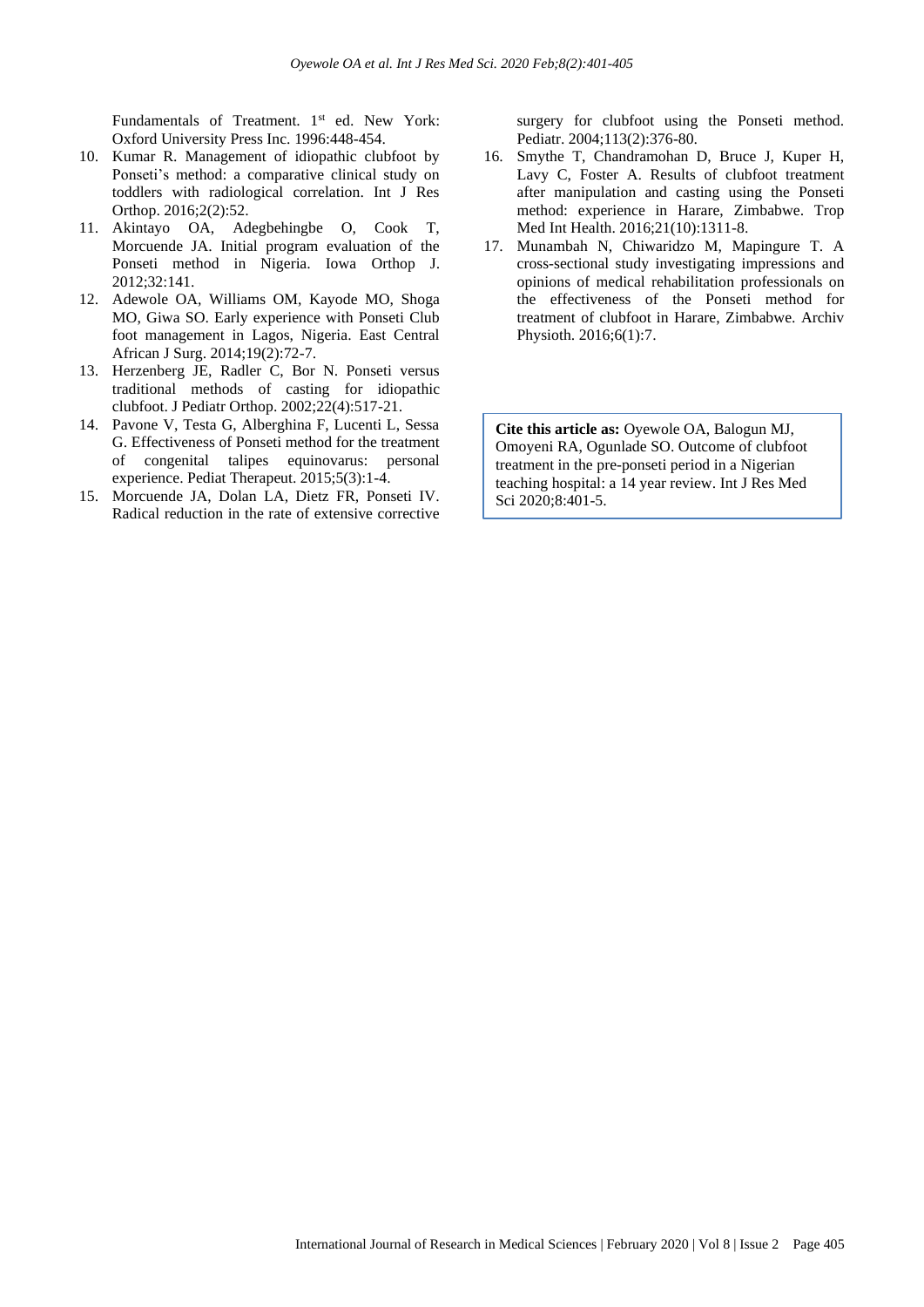Fundamentals of Treatment. 1st ed. New York: Oxford University Press Inc. 1996:448-454.

10. Kumar R. Management of idiopathic clubfoot by Ponseti's method: a comparative clinical study on toddlers with radiological correlation. Int J Res Orthop. 2016;2(2):52.
11. Akintayo OA, Adegbehingbe O, Cook T, Morcuende JA. Initial program evaluation of the Ponseti method in Nigeria. Iowa Orthop J. 2012;32:141.
12. Adewole OA, Williams OM, Kayode MO, Shoga MO, Giwa SO. Early experience with Ponseti Club foot management in Lagos, Nigeria. East Central African J Surg. 2014;19(2):72-7.
13. Herzenberg JE, Radler C, Bor N. Ponseti versus traditional methods of casting for idiopathic clubfoot. J Pediatr Orthop. 2002;22(4):517-21.
14. Pavone V, Testa G, Alberghina F, Lucenti L, Sessa G. Effectiveness of Ponseti method for the treatment of congenital talipes equinovarus: personal experience. Pediat Therapeut. 2015;5(3):1-4.
15. Morcuende JA, Dolan LA, Dietz FR, Ponseti IV. Radical reduction in the rate of extensive corrective surgery for clubfoot using the Ponseti method. Pediatr. 2004;113(2):376-80.
16. Smythe T, Chandramohan D, Bruce J, Kuper H, Lavy C, Foster A. Results of clubfoot treatment after manipulation and casting using the Ponseti method: experience in Harare, Zimbabwe. Trop Med Int Health. 2016;21(10):1311-8.
17. Munambah N, Chiwaridzo M, Mapingure T. A cross-sectional study investigating impressions and opinions of medical rehabilitation professionals on the effectiveness of the Ponseti method for treatment of clubfoot in Harare, Zimbabwe. Archiv Physioth. 2016;6(1):7.

**Cite this article as:** Oyewole OA, Balogun MJ, Omoyeni RA, Ogunlade SO. Outcome of clubfoot treatment in the pre-ponseti period in a Nigerian teaching hospital: a 14 year review. Int J Res Med Sci 2020;8:401-5.